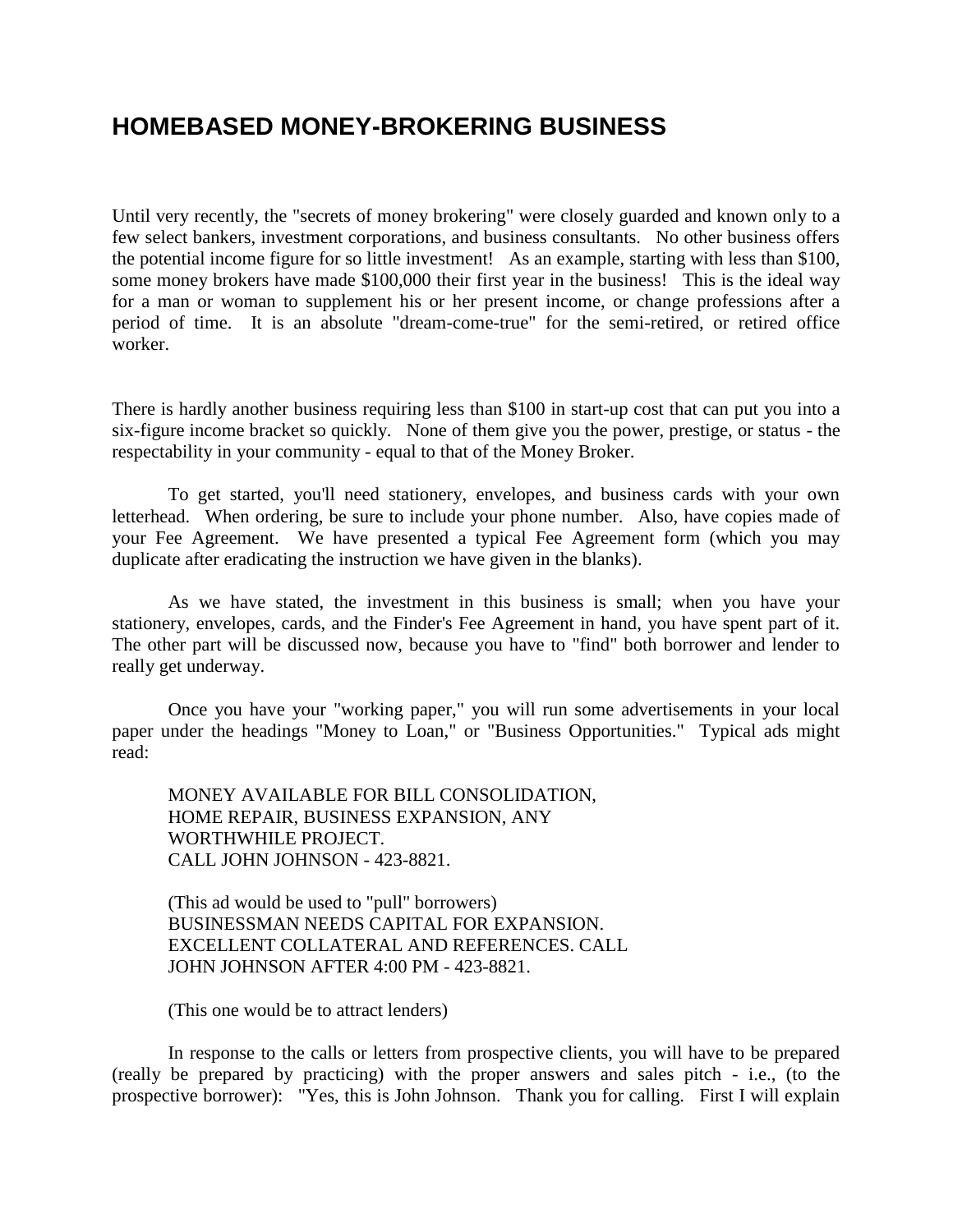# HOMEBASED MONEY-BROKERING BUSINESS

Until very recently, the "secrets of money brokering" were closely guarded and known only to a few select bankers, investment corporations, and business consultants. No other business offers the potential income figure for so little investment! As an example, starting with less than $100, some money brokers have made $100,000 their first year in the business! This is the ideal way for a man or woman to supplement his or her present income, or change professions after a period of time. It is an absolute "dream-come-true" for the semi-retired, or retired office worker.

There is hardly another business requiring less than $100 in start-up cost that can put you into a six-figure income bracket so quickly. None of them give you the power, prestige, or status - the respectability in your community - equal to that of the Money Broker.

To get started, you'll need stationery, envelopes, and business cards with your own letterhead. When ordering, be sure to include your phone number. Also, have copies made of your Fee Agreement. We have presented a typical Fee Agreement form (which you may duplicate after eradicating the instruction we have given in the blanks).

As we have stated, the investment in this business is small; when you have your stationery, envelopes, cards, and the Finder's Fee Agreement in hand, you have spent part of it. The other part will be discussed now, because you have to "find" both borrower and lender to really get underway.

Once you have your "working paper," you will run some advertisements in your local paper under the headings "Money to Loan," or "Business Opportunities." Typical ads might read:

> MONEY AVAILABLE FOR BILL CONSOLIDATION,
> HOME REPAIR, BUSINESS EXPANSION, ANY
> WORTHWHILE PROJECT.
> CALL JOHN JOHNSON - 423-8821.
>
> (This ad would be used to "pull" borrowers)
> BUSINESSMAN NEEDS CAPITAL FOR EXPANSION.
> EXCELLENT COLLATERAL AND REFERENCES. CALL
> JOHN JOHNSON AFTER 4:00 PM - 423-8821.
>
> (This one would be to attract lenders)

In response to the calls or letters from prospective clients, you will have to be prepared (really be prepared by practicing) with the proper answers and sales pitch - i.e., (to the prospective borrower): "Yes, this is John Johnson. Thank you for calling. First I will explain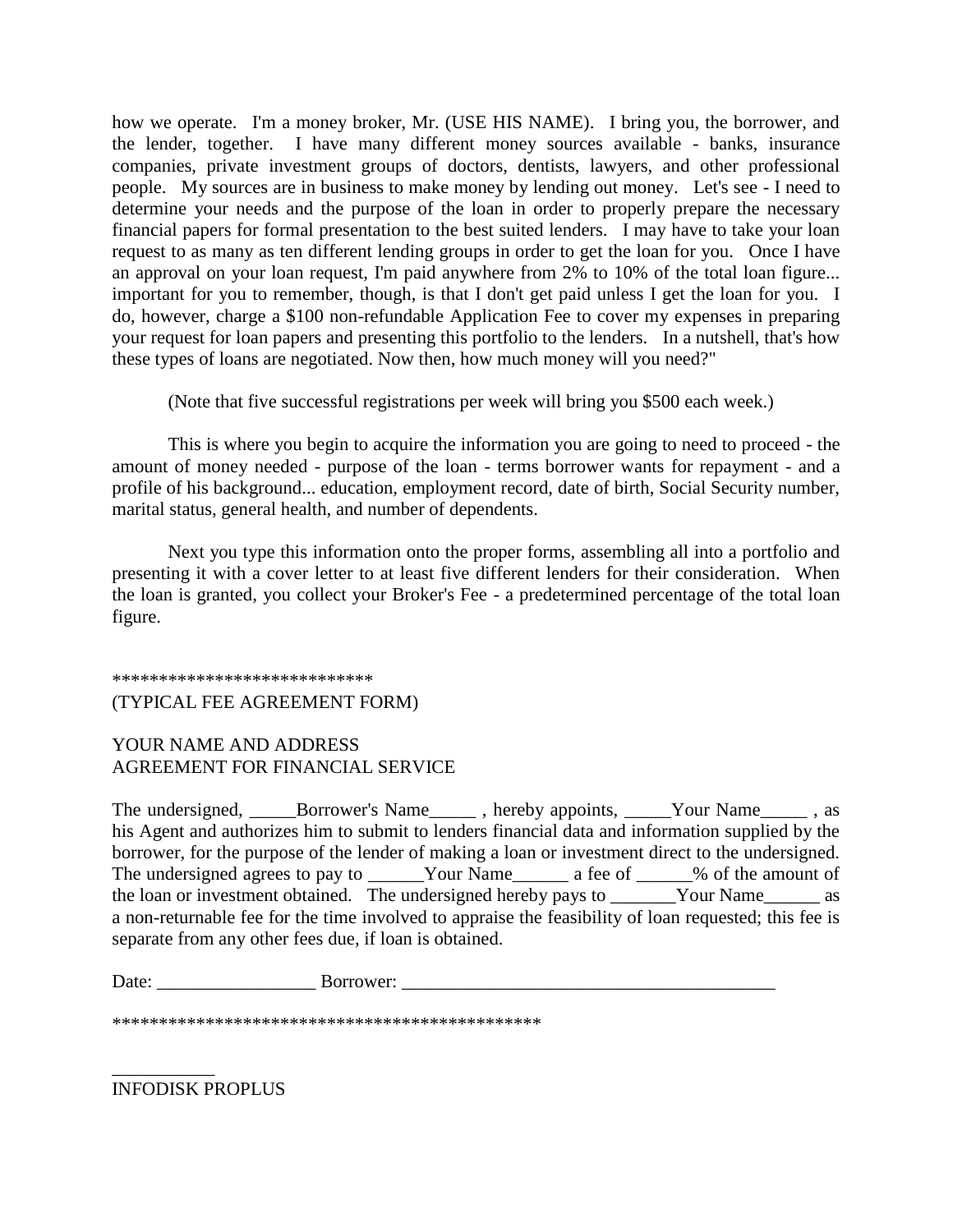how we operate. I'm a money broker, Mr. (USE HIS NAME). I bring you, the borrower, and the lender, together. I have many different money sources available - banks, insurance companies, private investment groups of doctors, dentists, lawyers, and other professional people. My sources are in business to make money by lending out money. Let's see - I need to determine your needs and the purpose of the loan in order to properly prepare the necessary financial papers for formal presentation to the best suited lenders. I may have to take your loan request to as many as ten different lending groups in order to get the loan for you. Once I have an approval on your loan request, I'm paid anywhere from 2% to 10% of the total loan figure... important for you to remember, though, is that I don't get paid unless I get the loan for you. I do, however, charge a $100 non-refundable Application Fee to cover my expenses in preparing your request for loan papers and presenting this portfolio to the lenders. In a nutshell, that's how these types of loans are negotiated. Now then, how much money will you need?"

(Note that five successful registrations per week will bring you $500 each week.)

This is where you begin to acquire the information you are going to need to proceed - the amount of money needed - purpose of the loan - terms borrower wants for repayment - and a profile of his background... education, employment record, date of birth, Social Security number, marital status, general health, and number of dependents.

Next you type this information onto the proper forms, assembling all into a portfolio and presenting it with a cover letter to at least five different lenders for their consideration. When the loan is granted, you collect your Broker's Fee - a predetermined percentage of the total loan figure.

****************************

(TYPICAL FEE AGREEMENT FORM)

YOUR NAME AND ADDRESS
AGREEMENT FOR FINANCIAL SERVICE

The undersigned, _____Borrower's Name_____ , hereby appoints, _____Your Name_____ , as his Agent and authorizes him to submit to lenders financial data and information supplied by the borrower, for the purpose of the lender of making a loan or investment direct to the undersigned. The undersigned agrees to pay to ______Your Name______ a fee of ______% of the amount of the loan or investment obtained. The undersigned hereby pays to _______Your Name______ as a non-returnable fee for the time involved to appraise the feasibility of loan requested; this fee is separate from any other fees due, if loan is obtained.

Date: _________________ Borrower: ________________________________________

**********************************************

INFODISK PROPLUS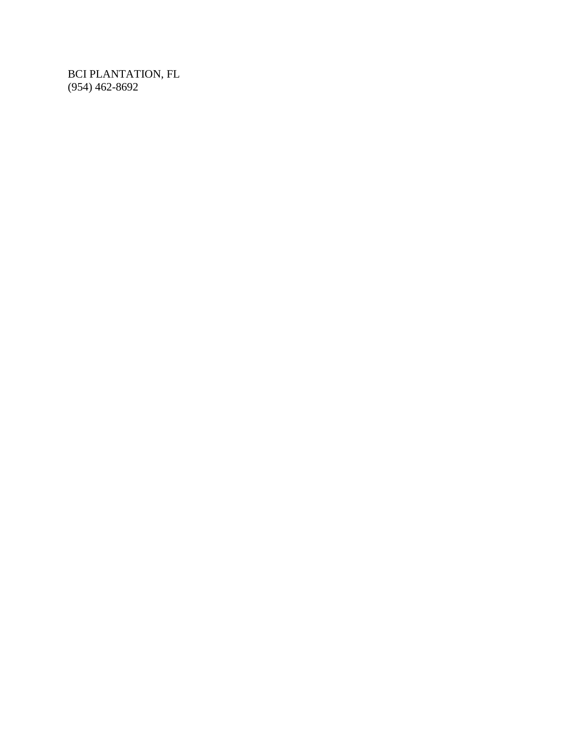BCI PLANTATION, FL
(954) 462-8692